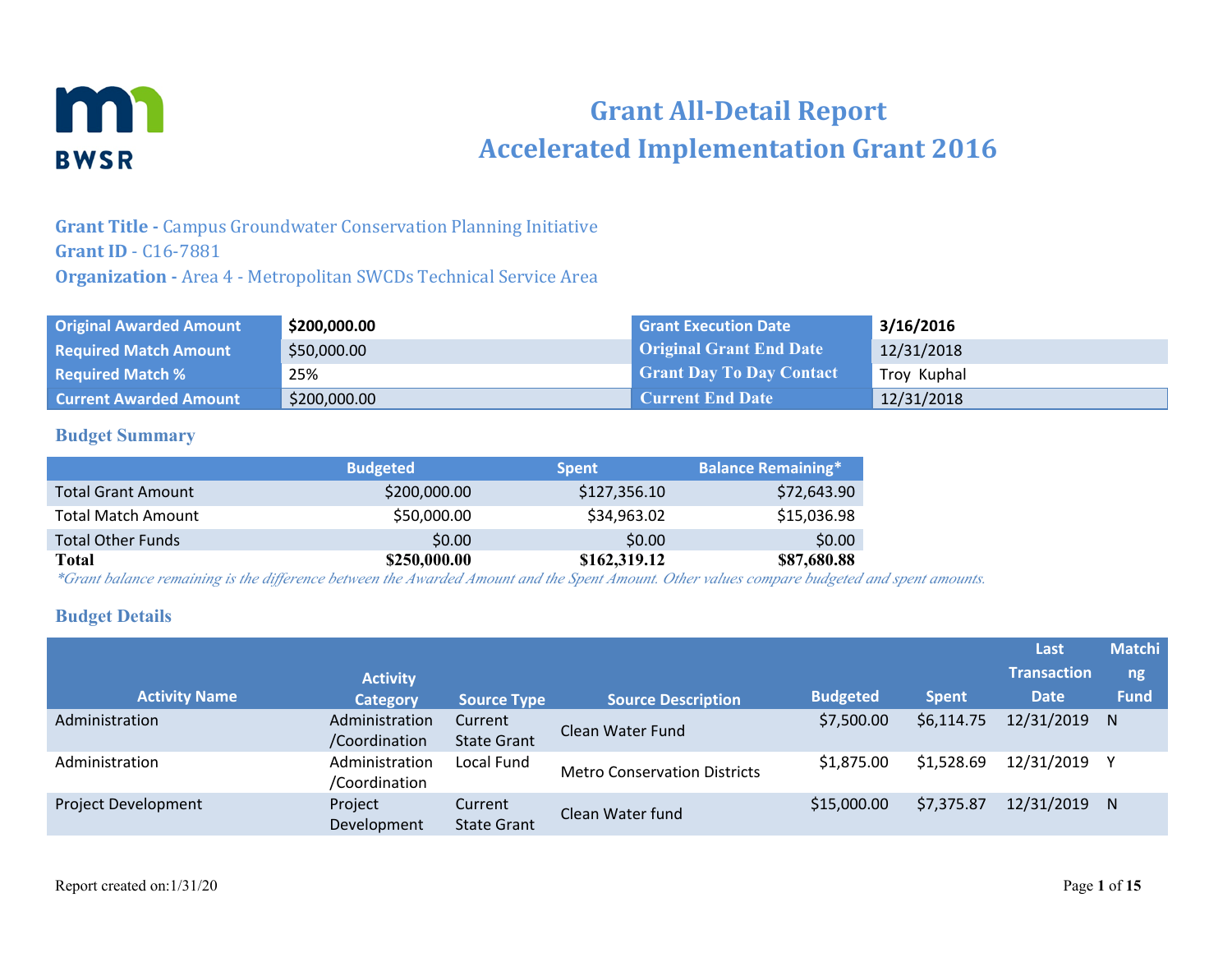# Grant All-Detail Report
# Accelerated Implementation Grant 2016

**Grant Title -** Campus Groundwater Conservation Planning Initiative
**Grant ID -** C16-7881
**Organization -** Area 4 - Metropolitan SWCDs Technical Service Area

| | | | |
|---|---|---|---|
| Original Awarded Amount | **$200,000.00** | Grant Execution Date | **3/16/2016** |
| Required Match Amount | $50,000.00 | Original Grant End Date | 12/31/2018 |
| Required Match % | 25% | Grant Day To Day Contact | Troy Kuphal |
| Current Awarded Amount | $200,000.00 | Current End Date | 12/31/2018 |

## Budget Summary

| | Budgeted | Spent | Balance Remaining* |
|---|---|---|---|
| Total Grant Amount | $200,000.00 | $127,356.10 | $72,643.90 |
| Total Match Amount | $50,000.00 | $34,963.02 | $15,036.98 |
| Total Other Funds | $0.00 | $0.00 | $0.00 |
| **Total** | **$250,000.00** | **$162,319.12** | **$87,680.88** |

*\*Grant balance remaining is the difference between the Awarded Amount and the Spent Amount. Other values compare budgeted and spent amounts.*

## Budget Details

| Activity Name | Activity Category | Source Type | Source Description | Budgeted | Spent | Last Transaction Date | Matching Fund |
|---|---|---|---|---|---|---|---|
| Administration | Administration /Coordination | Current State Grant | Clean Water Fund | $7,500.00 | $6,114.75 | 12/31/2019 | N |
| Administration | Administration /Coordination | Local Fund | Metro Conservation Districts | $1,875.00 | $1,528.69 | 12/31/2019 | Y |
| Project Development | Project Development | Current State Grant | Clean Water fund | $15,000.00 | $7,375.87 | 12/31/2019 | N |

Report created on:1/31/20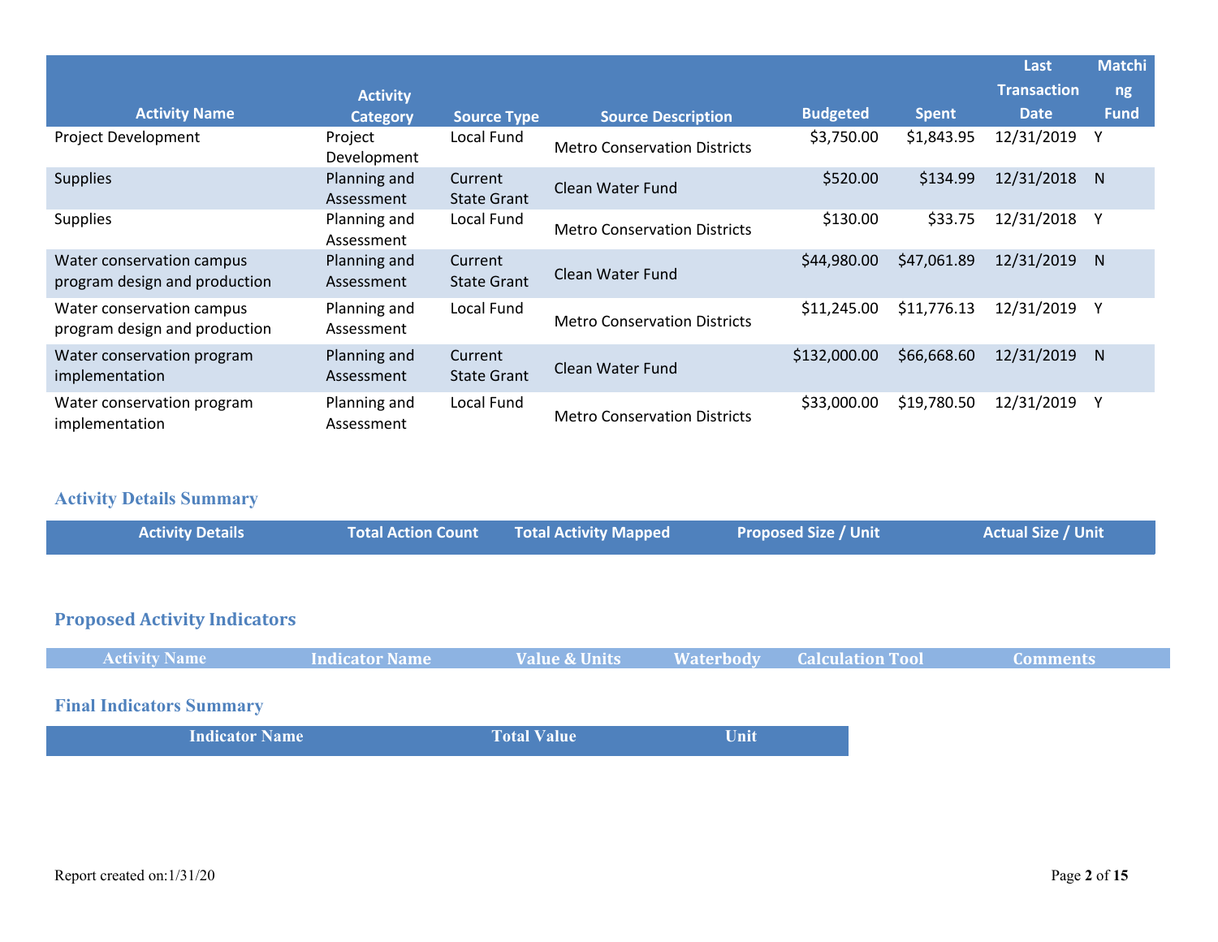| Activity Name | Activity Category | Source Type | Source Description | Budgeted | Spent | Last Transaction Date | Matching Fund |
|---|---|---|---|---|---|---|---|
| Project Development | Project Development | Local Fund | Metro Conservation Districts | $3,750.00 | $1,843.95 | 12/31/2019 | Y |
| Supplies | Planning and Assessment | Current State Grant | Clean Water Fund | $520.00 | $134.99 | 12/31/2018 | N |
| Supplies | Planning and Assessment | Local Fund | Metro Conservation Districts | $130.00 | $33.75 | 12/31/2018 | Y |
| Water conservation campus program design and production | Planning and Assessment | Current State Grant | Clean Water Fund | $44,980.00 | $47,061.89 | 12/31/2019 | N |
| Water conservation campus program design and production | Planning and Assessment | Local Fund | Metro Conservation Districts | $11,245.00 | $11,776.13 | 12/31/2019 | Y |
| Water conservation program implementation | Planning and Assessment | Current State Grant | Clean Water Fund | $132,000.00 | $66,668.60 | 12/31/2019 | N |
| Water conservation program implementation | Planning and Assessment | Local Fund | Metro Conservation Districts | $33,000.00 | $19,780.50 | 12/31/2019 | Y |

## Activity Details Summary

| Activity Details | Total Action Count | Total Activity Mapped | Proposed Size / Unit | Actual Size / Unit |
|---|---|---|---|---|

## Proposed Activity Indicators

| Activity Name | Indicator Name | Value & Units | Waterbody | Calculation Tool | Comments |
|---|---|---|---|---|---|

## Final Indicators Summary

| Indicator Name | Total Value | Unit |
|---|---|---|

Report created on:1/31/20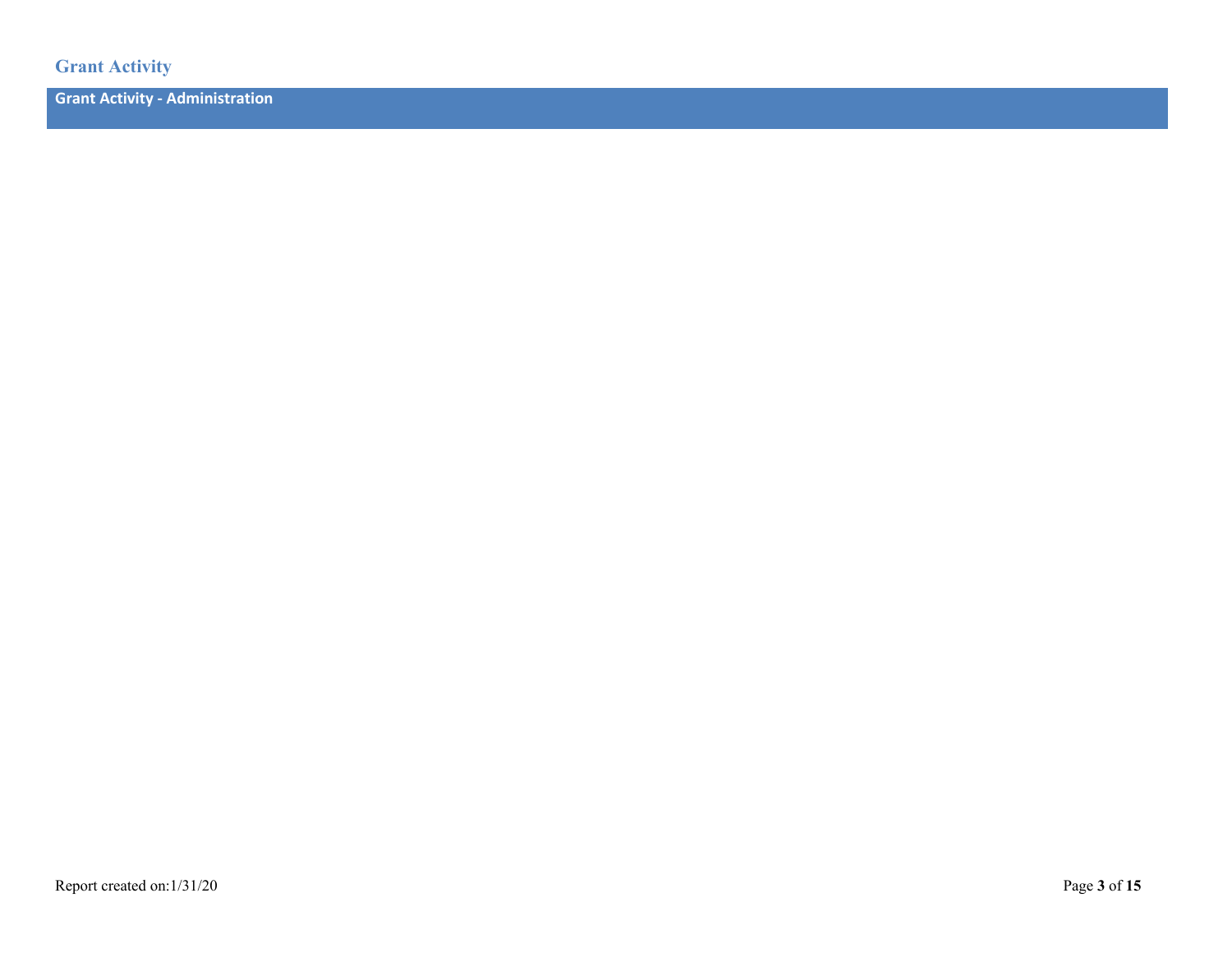## Grant Activity

### Grant Activity - Administration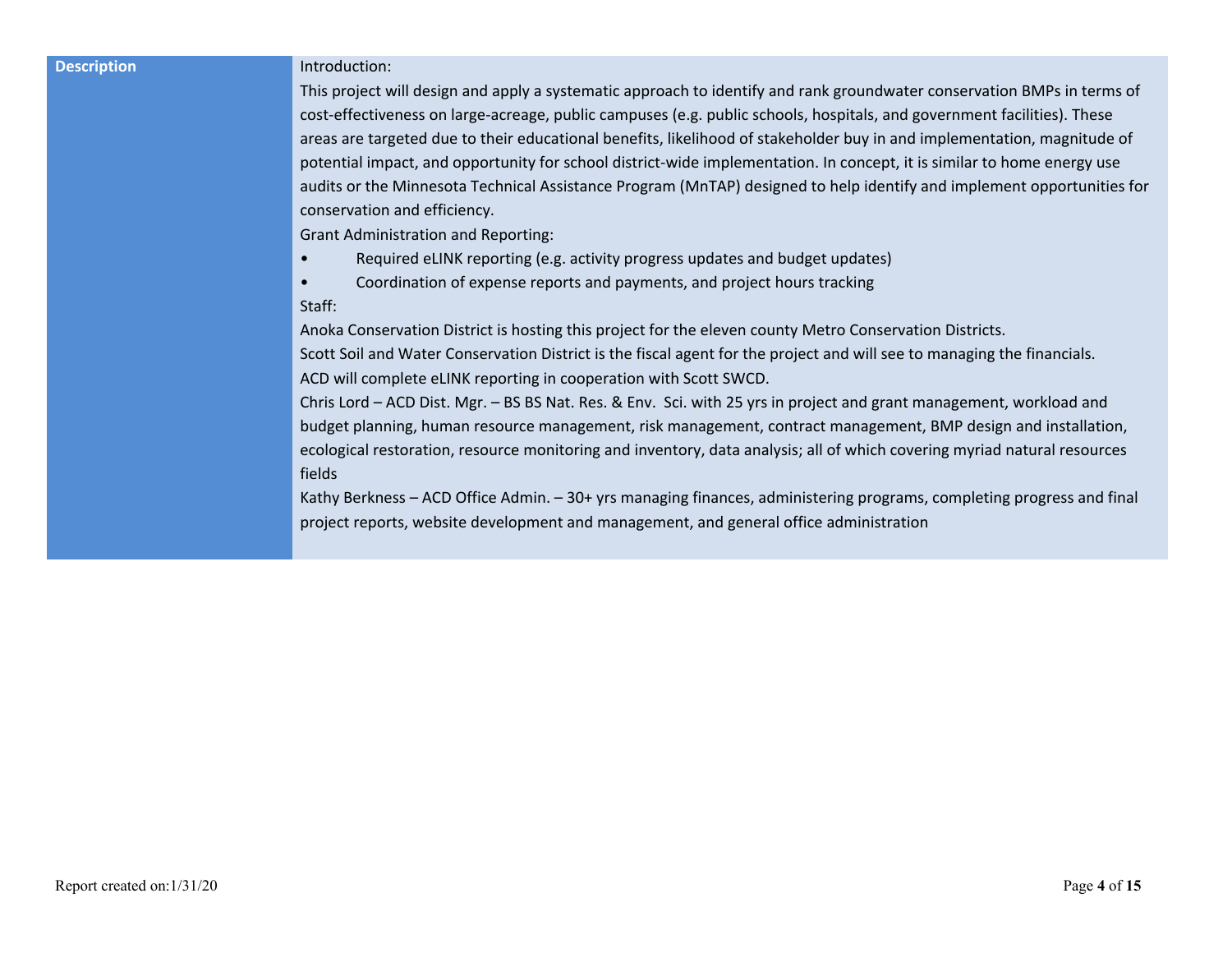| Description | |
|---|---|
| | Introduction:<br>This project will design and apply a systematic approach to identify and rank groundwater conservation BMPs in terms of cost-effectiveness on large-acreage, public campuses (e.g. public schools, hospitals, and government facilities). These areas are targeted due to their educational benefits, likelihood of stakeholder buy in and implementation, magnitude of potential impact, and opportunity for school district-wide implementation. In concept, it is similar to home energy use audits or the Minnesota Technical Assistance Program (MnTAP) designed to help identify and implement opportunities for conservation and efficiency.<br>Grant Administration and Reporting:<br>• Required eLINK reporting (e.g. activity progress updates and budget updates)<br>• Coordination of expense reports and payments, and project hours tracking<br>Staff:<br>Anoka Conservation District is hosting this project for the eleven county Metro Conservation Districts.<br>Scott Soil and Water Conservation District is the fiscal agent for the project and will see to managing the financials.<br>ACD will complete eLINK reporting in cooperation with Scott SWCD.<br>Chris Lord – ACD Dist. Mgr. – BS BS Nat. Res. & Env. Sci. with 25 yrs in project and grant management, workload and budget planning, human resource management, risk management, contract management, BMP design and installation, ecological restoration, resource monitoring and inventory, data analysis; all of which covering myriad natural resources fields<br>Kathy Berkness – ACD Office Admin. – 30+ yrs managing finances, administering programs, completing progress and final project reports, website development and management, and general office administration |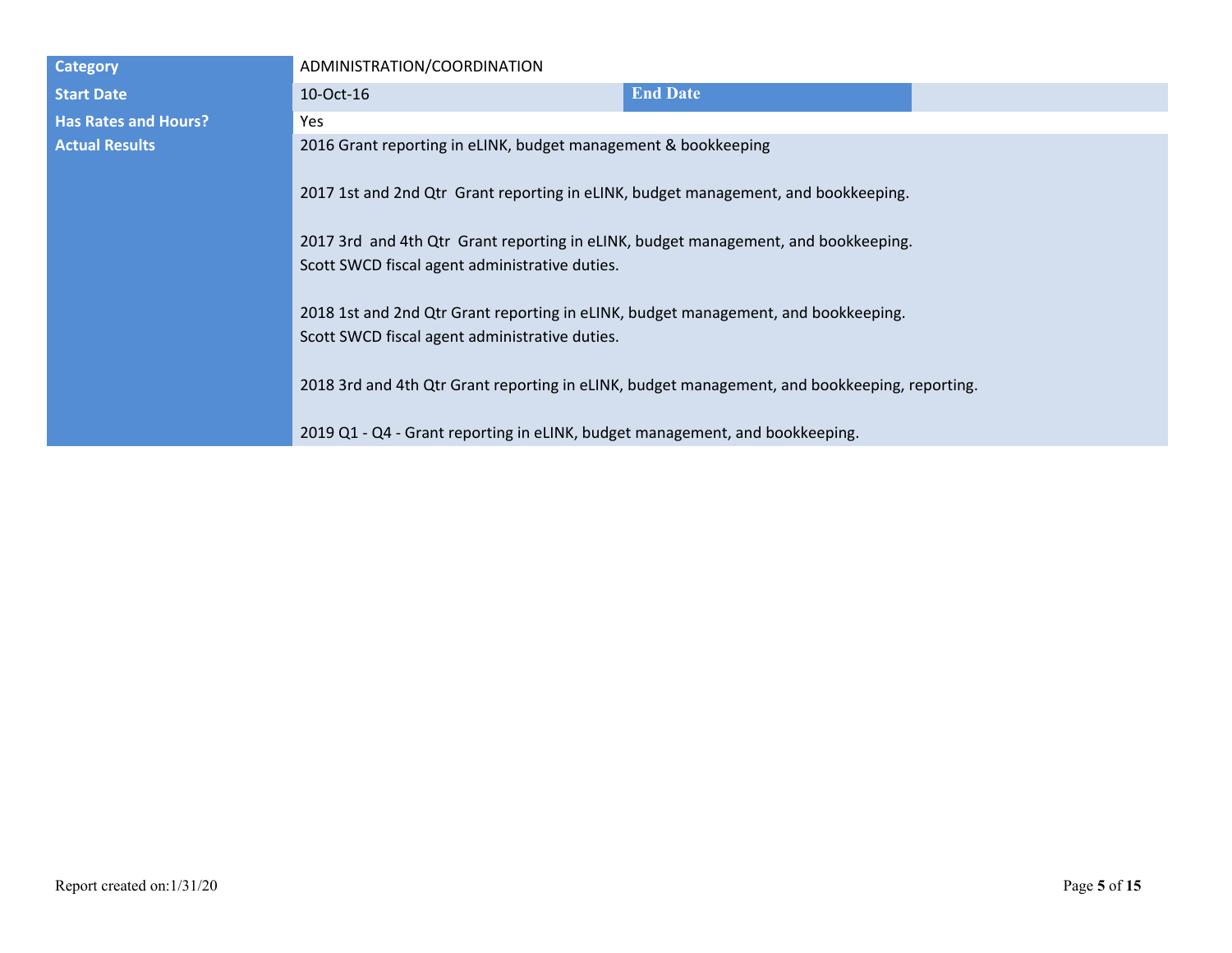| | | | |
|---|---|---|---|
| **Category** | ADMINISTRATION/COORDINATION | | |
| **Start Date** | 10-Oct-16 | **End Date** | |
| **Has Rates and Hours?** | Yes | | |
| **Actual Results** | 2016 Grant reporting in eLINK, budget management & bookkeeping<br><br>2017 1st and 2nd Qtr Grant reporting in eLINK, budget management, and bookkeeping.<br><br>2017 3rd and 4th Qtr Grant reporting in eLINK, budget management, and bookkeeping.<br>Scott SWCD fiscal agent administrative duties.<br><br>2018 1st and 2nd Qtr Grant reporting in eLINK, budget management, and bookkeeping.<br>Scott SWCD fiscal agent administrative duties.<br><br>2018 3rd and 4th Qtr Grant reporting in eLINK, budget management, and bookkeeping, reporting.<br><br>2019 Q1 - Q4 - Grant reporting in eLINK, budget management, and bookkeeping. | | |

Report created on:1/31/20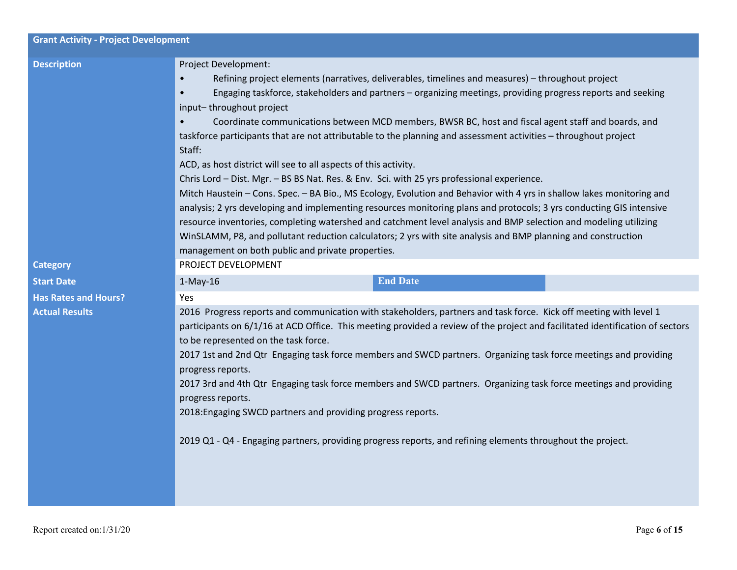| Grant Activity - Project Development | | | |
|---|---|---|---|
| **Description** | Project Development:<br>• Refining project elements (narratives, deliverables, timelines and measures) – throughout project<br>• Engaging taskforce, stakeholders and partners – organizing meetings, providing progress reports and seeking input– throughout project<br>• Coordinate communications between MCD members, BWSR BC, host and fiscal agent staff and boards, and taskforce participants that are not attributable to the planning and assessment activities – throughout project<br>Staff:<br>ACD, as host district will see to all aspects of this activity.<br>Chris Lord – Dist. Mgr. – BS BS Nat. Res. & Env. Sci. with 25 yrs professional experience.<br>Mitch Haustein – Cons. Spec. – BA Bio., MS Ecology, Evolution and Behavior with 4 yrs in shallow lakes monitoring and analysis; 2 yrs developing and implementing resources monitoring plans and protocols; 3 yrs conducting GIS intensive resource inventories, completing watershed and catchment level analysis and BMP selection and modeling utilizing WinSLAMM, P8, and pollutant reduction calculators; 2 yrs with site analysis and BMP planning and construction management on both public and private properties. | | |
| **Category** | PROJECT DEVELOPMENT | | |
| **Start Date** | 1-May-16 | **End Date** | |
| **Has Rates and Hours?** | Yes | | |
| **Actual Results** | 2016 Progress reports and communication with stakeholders, partners and task force. Kick off meeting with level 1 participants on 6/1/16 at ACD Office. This meeting provided a review of the project and facilitated identification of sectors to be represented on the task force.<br>2017 1st and 2nd Qtr Engaging task force members and SWCD partners. Organizing task force meetings and providing progress reports.<br>2017 3rd and 4th Qtr Engaging task force members and SWCD partners. Organizing task force meetings and providing progress reports.<br>2018:Engaging SWCD partners and providing progress reports.<br><br>2019 Q1 - Q4 - Engaging partners, providing progress reports, and refining elements throughout the project. | | |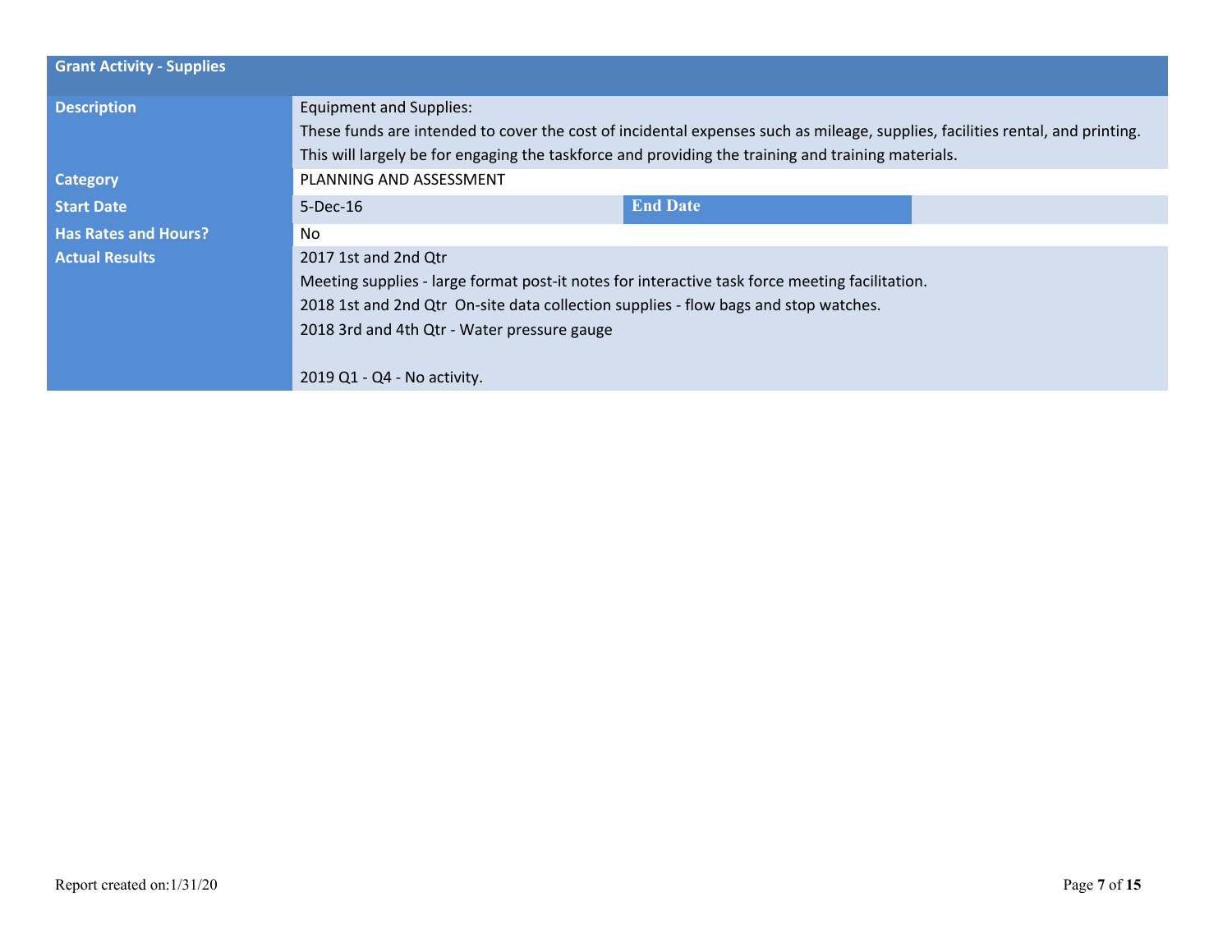| Grant Activity - Supplies | | | |
|---|---|---|---|
| **Description** | Equipment and Supplies:<br>These funds are intended to cover the cost of incidental expenses such as mileage, supplies, facilities rental, and printing.<br>This will largely be for engaging the taskforce and providing the training and training materials. | | |
| **Category** | PLANNING AND ASSESSMENT | | |
| **Start Date** | 5-Dec-16 | **End Date** | |
| **Has Rates and Hours?** | No | | |
| **Actual Results** | 2017 1st and 2nd Qtr<br>Meeting supplies - large format post-it notes for interactive task force meeting facilitation.<br>2018 1st and 2nd Qtr On-site data collection supplies - flow bags and stop watches.<br>2018 3rd and 4th Qtr - Water pressure gauge<br><br>2019 Q1 - Q4 - No activity. | | |

Report created on:1/31/20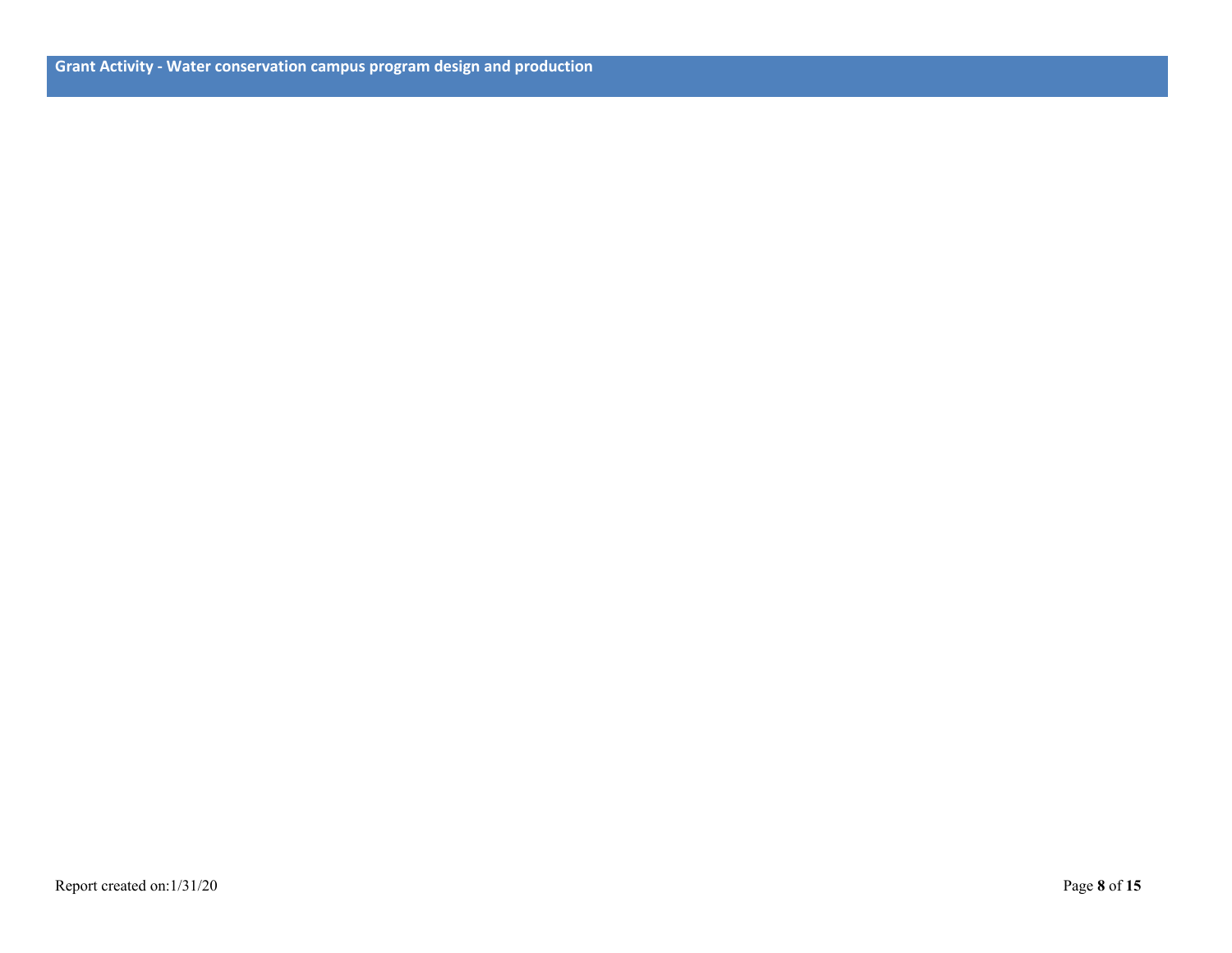## Grant Activity - Water conservation campus program design and production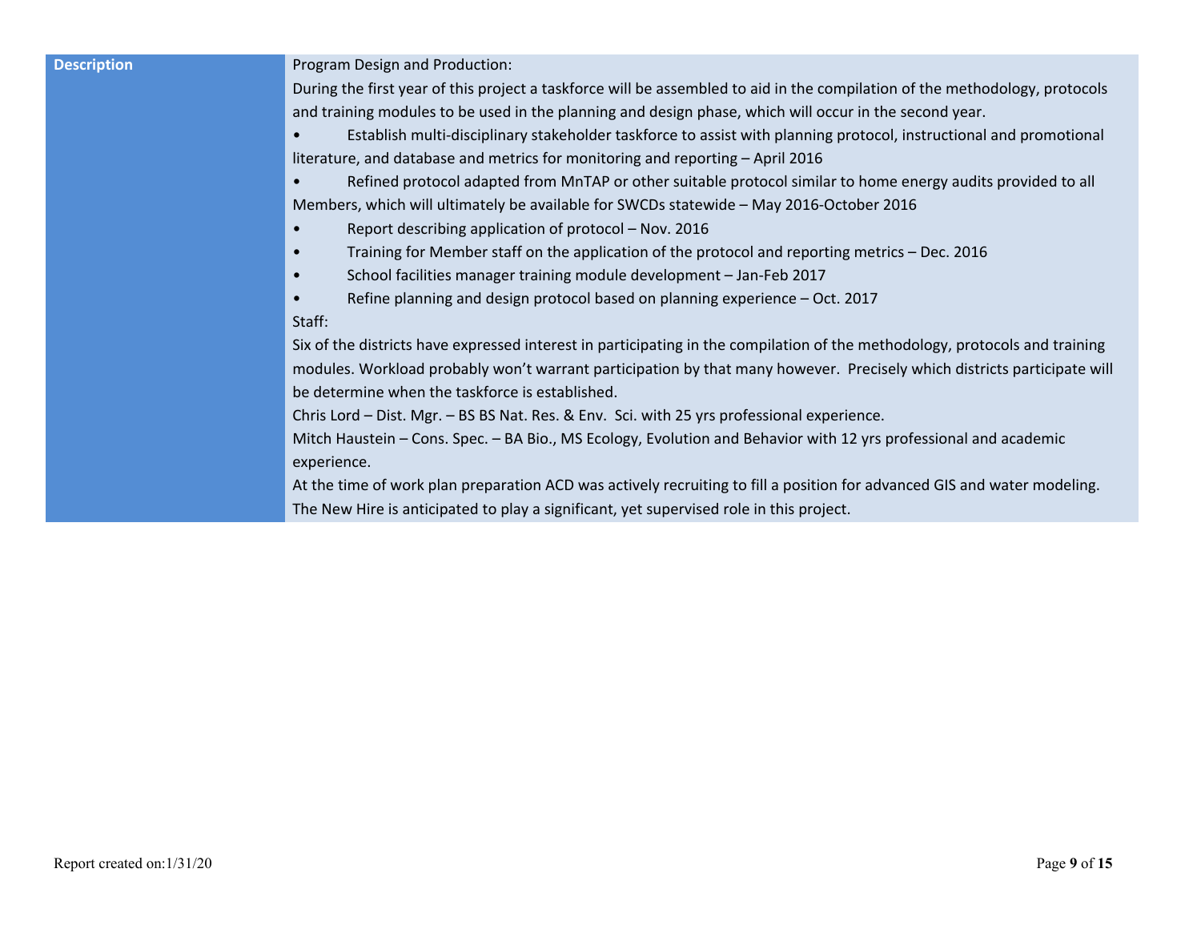| Description | Program Design and Production:<br>During the first year of this project a taskforce will be assembled to aid in the compilation of the methodology, protocols and training modules to be used in the planning and design phase, which will occur in the second year.<br>• Establish multi-disciplinary stakeholder taskforce to assist with planning protocol, instructional and promotional literature, and database and metrics for monitoring and reporting – April 2016<br>• Refined protocol adapted from MnTAP or other suitable protocol similar to home energy audits provided to all Members, which will ultimately be available for SWCDs statewide – May 2016-October 2016<br>• Report describing application of protocol – Nov. 2016<br>• Training for Member staff on the application of the protocol and reporting metrics – Dec. 2016<br>• School facilities manager training module development – Jan-Feb 2017<br>• Refine planning and design protocol based on planning experience – Oct. 2017<br>Staff:<br>Six of the districts have expressed interest in participating in the compilation of the methodology, protocols and training modules. Workload probably won't warrant participation by that many however. Precisely which districts participate will be determine when the taskforce is established.<br>Chris Lord – Dist. Mgr. – BS BS Nat. Res. & Env. Sci. with 25 yrs professional experience.<br>Mitch Haustein – Cons. Spec. – BA Bio., MS Ecology, Evolution and Behavior with 12 yrs professional and academic experience.<br>At the time of work plan preparation ACD was actively recruiting to fill a position for advanced GIS and water modeling. The New Hire is anticipated to play a significant, yet supervised role in this project. |
|---|---|

Report created on:1/31/20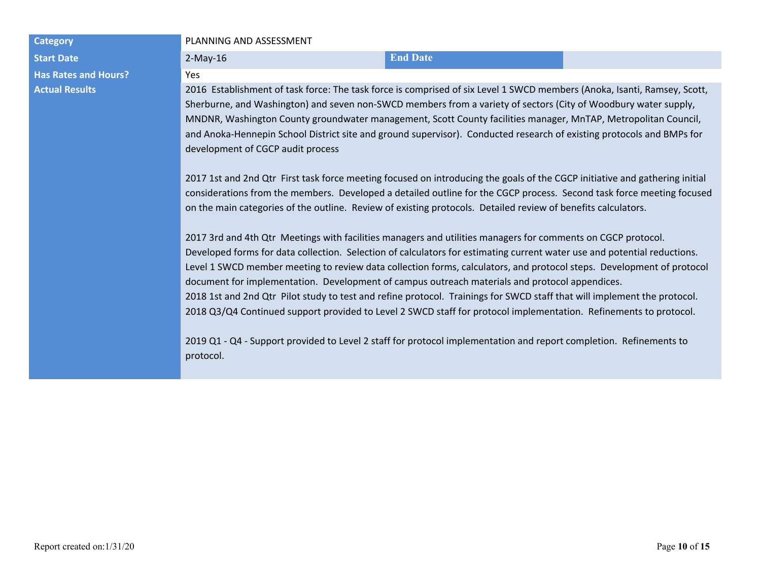| Category | PLANNING AND ASSESSMENT | | |
|---|---|---|---|
| Start Date | 2-May-16 | End Date | |
| Has Rates and Hours? | Yes | | |
| Actual Results | 2016 Establishment of task force: The task force is comprised of six Level 1 SWCD members (Anoka, Isanti, Ramsey, Scott, Sherburne, and Washington) and seven non-SWCD members from a variety of sectors (City of Woodbury water supply, MNDNR, Washington County groundwater management, Scott County facilities manager, MnTAP, Metropolitan Council, and Anoka-Hennepin School District site and ground supervisor). Conducted research of existing protocols and BMPs for development of CGCP audit process<br><br>2017 1st and 2nd Qtr First task force meeting focused on introducing the goals of the CGCP initiative and gathering initial considerations from the members. Developed a detailed outline for the CGCP process. Second task force meeting focused on the main categories of the outline. Review of existing protocols. Detailed review of benefits calculators.<br><br>2017 3rd and 4th Qtr Meetings with facilities managers and utilities managers for comments on CGCP protocol. Developed forms for data collection. Selection of calculators for estimating current water use and potential reductions. Level 1 SWCD member meeting to review data collection forms, calculators, and protocol steps. Development of protocol document for implementation. Development of campus outreach materials and protocol appendices.<br>2018 1st and 2nd Qtr Pilot study to test and refine protocol. Trainings for SWCD staff that will implement the protocol.<br>2018 Q3/Q4 Continued support provided to Level 2 SWCD staff for protocol implementation. Refinements to protocol.<br><br>2019 Q1 - Q4 - Support provided to Level 2 staff for protocol implementation and report completion. Refinements to protocol. | | |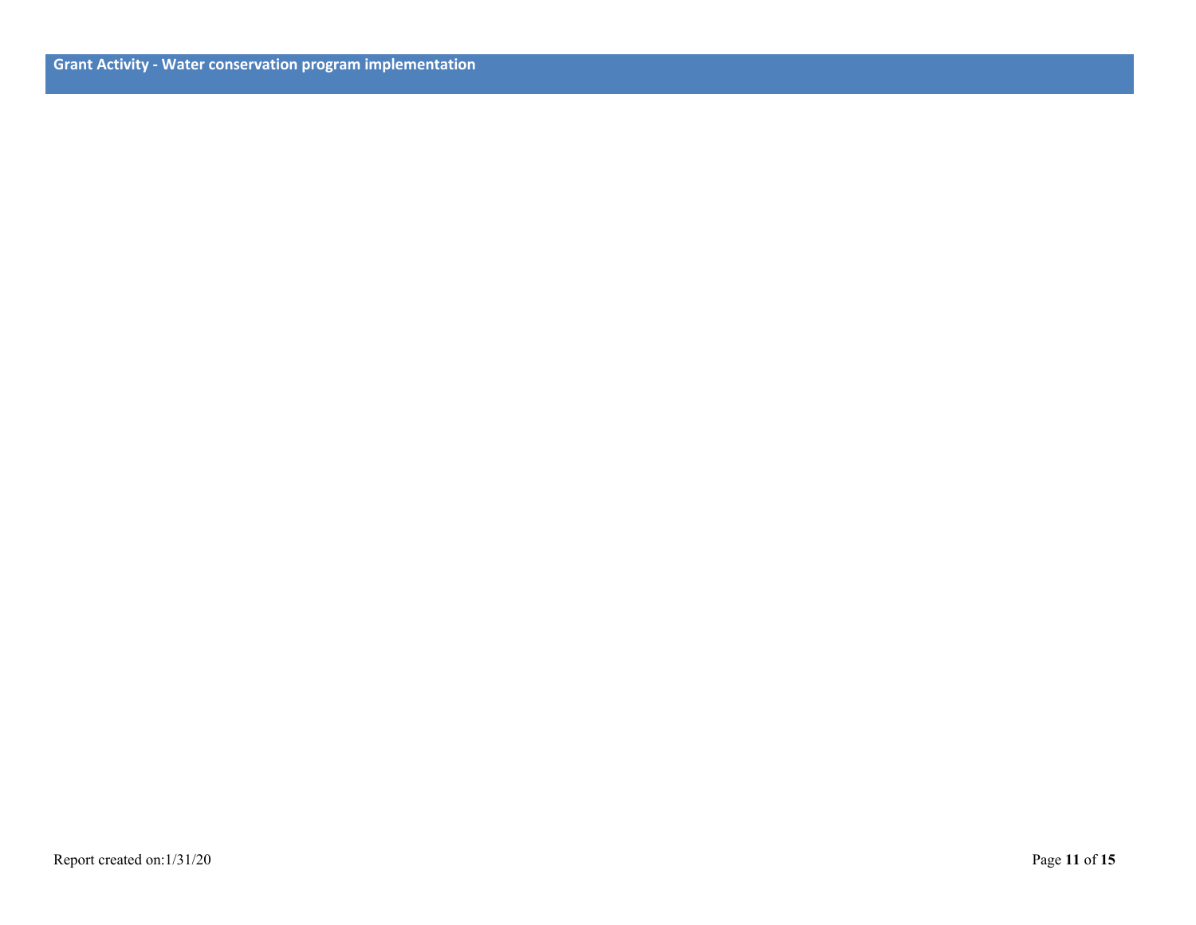**Grant Activity - Water conservation program implementation**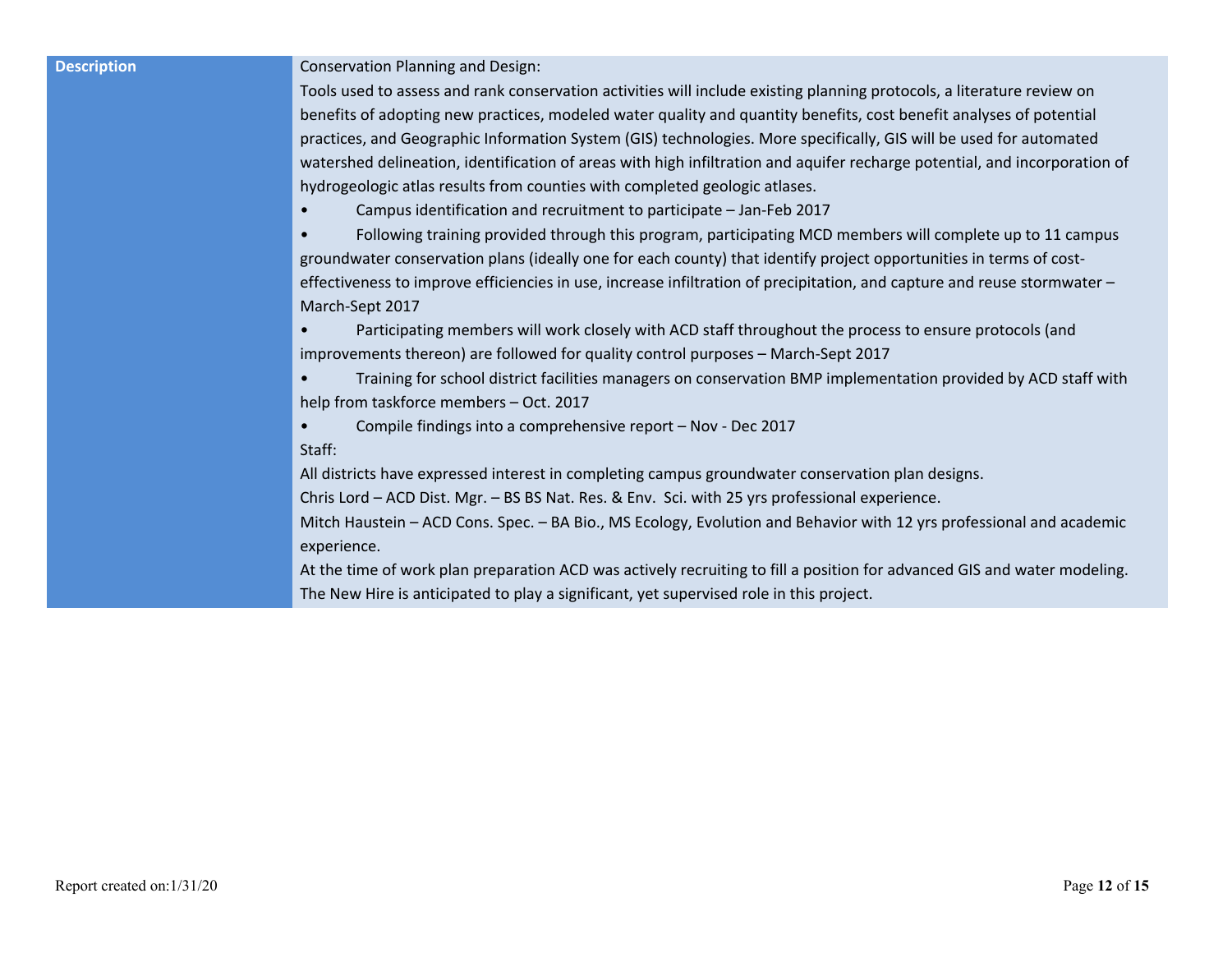| Description | Conservation Planning and Design:<br>Tools used to assess and rank conservation activities will include existing planning protocols, a literature review on benefits of adopting new practices, modeled water quality and quantity benefits, cost benefit analyses of potential practices, and Geographic Information System (GIS) technologies. More specifically, GIS will be used for automated watershed delineation, identification of areas with high infiltration and aquifer recharge potential, and incorporation of hydrogeologic atlas results from counties with completed geologic atlases.<br>• Campus identification and recruitment to participate – Jan-Feb 2017<br>• Following training provided through this program, participating MCD members will complete up to 11 campus groundwater conservation plans (ideally one for each county) that identify project opportunities in terms of cost-effectiveness to improve efficiencies in use, increase infiltration of precipitation, and capture and reuse stormwater – March-Sept 2017<br>• Participating members will work closely with ACD staff throughout the process to ensure protocols (and improvements thereon) are followed for quality control purposes – March-Sept 2017<br>• Training for school district facilities managers on conservation BMP implementation provided by ACD staff with help from taskforce members – Oct. 2017<br>• Compile findings into a comprehensive report – Nov - Dec 2017<br>Staff:<br>All districts have expressed interest in completing campus groundwater conservation plan designs.<br>Chris Lord – ACD Dist. Mgr. – BS BS Nat. Res. & Env. Sci. with 25 yrs professional experience.<br>Mitch Haustein – ACD Cons. Spec. – BA Bio., MS Ecology, Evolution and Behavior with 12 yrs professional and academic experience.<br>At the time of work plan preparation ACD was actively recruiting to fill a position for advanced GIS and water modeling. The New Hire is anticipated to play a significant, yet supervised role in this project. |
|---|---|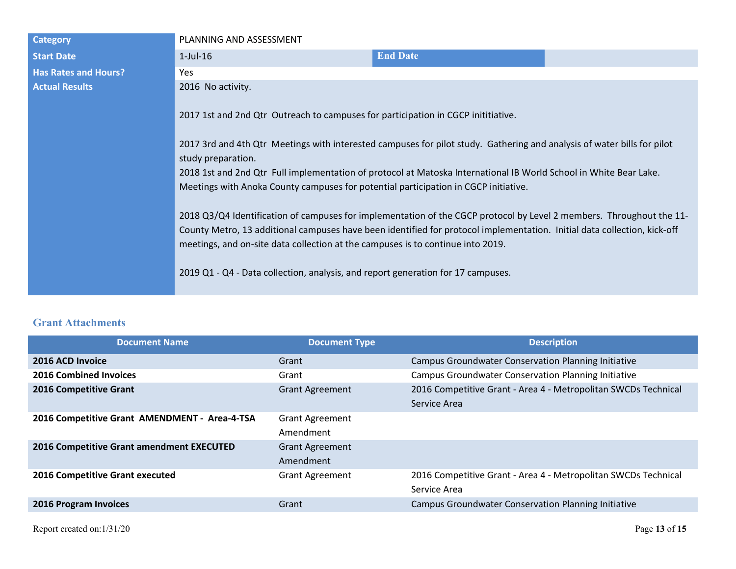| | | | |
|---|---|---|---|
| **Category** | PLANNING AND ASSESSMENT | | |
| **Start Date** | 1-Jul-16 | **End Date** | |
| **Has Rates and Hours?** | Yes | | |
| **Actual Results** | 2016 No activity.<br><br>2017 1st and 2nd Qtr Outreach to campuses for participation in CGCP inititiative.<br><br>2017 3rd and 4th Qtr Meetings with interested campuses for pilot study. Gathering and analysis of water bills for pilot study preparation.<br>2018 1st and 2nd Qtr Full implementation of protocol at Matoska International IB World School in White Bear Lake. Meetings with Anoka County campuses for potential participation in CGCP initiative.<br><br>2018 Q3/Q4 Identification of campuses for implementation of the CGCP protocol by Level 2 members. Throughout the 11-County Metro, 13 additional campuses have been identified for protocol implementation. Initial data collection, kick-off meetings, and on-site data collection at the campuses is to continue into 2019.<br><br>2019 Q1 - Q4 - Data collection, analysis, and report generation for 17 campuses. | | |

## Grant Attachments

| Document Name | Document Type | Description |
|---|---|---|
| **2016 ACD Invoice** | Grant | Campus Groundwater Conservation Planning Initiative |
| **2016 Combined Invoices** | Grant | Campus Groundwater Conservation Planning Initiative |
| **2016 Competitive Grant** | Grant Agreement | 2016 Competitive Grant - Area 4 - Metropolitan SWCDs Technical Service Area |
| **2016 Competitive Grant AMENDMENT - Area-4-TSA** | Grant Agreement Amendment | |
| **2016 Competitive Grant amendment EXECUTED** | Grant Agreement Amendment | |
| **2016 Competitive Grant executed** | Grant Agreement | 2016 Competitive Grant - Area 4 - Metropolitan SWCDs Technical Service Area |
| **2016 Program Invoices** | Grant | Campus Groundwater Conservation Planning Initiative |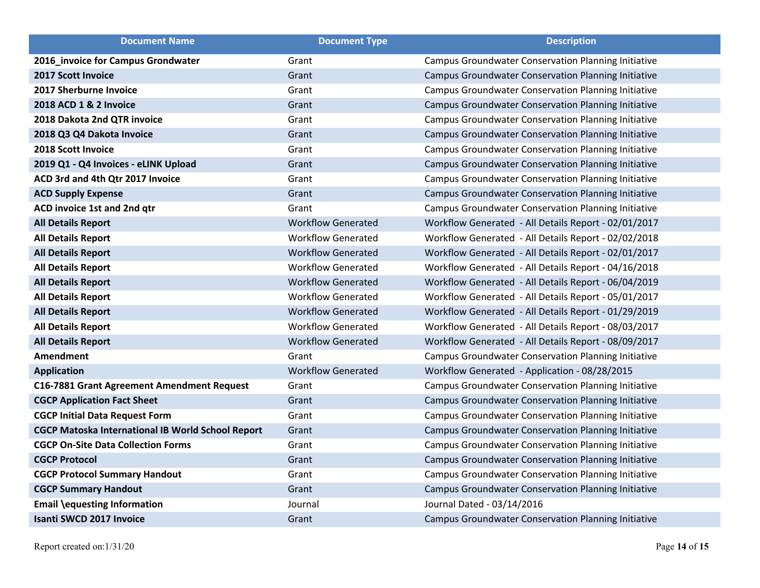| Document Name | Document Type | Description |
| --- | --- | --- |
| **2016_invoice for Campus Grondwater** | Grant | Campus Groundwater Conservation Planning Initiative |
| **2017 Scott Invoice** | Grant | Campus Groundwater Conservation Planning Initiative |
| **2017 Sherburne Invoice** | Grant | Campus Groundwater Conservation Planning Initiative |
| **2018 ACD 1 & 2 Invoice** | Grant | Campus Groundwater Conservation Planning Initiative |
| **2018 Dakota 2nd QTR invoice** | Grant | Campus Groundwater Conservation Planning Initiative |
| **2018 Q3 Q4 Dakota Invoice** | Grant | Campus Groundwater Conservation Planning Initiative |
| **2018 Scott Invoice** | Grant | Campus Groundwater Conservation Planning Initiative |
| **2019 Q1 - Q4 Invoices - eLINK Upload** | Grant | Campus Groundwater Conservation Planning Initiative |
| **ACD 3rd and 4th Qtr 2017 Invoice** | Grant | Campus Groundwater Conservation Planning Initiative |
| **ACD Supply Expense** | Grant | Campus Groundwater Conservation Planning Initiative |
| **ACD invoice 1st and 2nd qtr** | Grant | Campus Groundwater Conservation Planning Initiative |
| **All Details Report** | Workflow Generated | Workflow Generated - All Details Report - 02/01/2017 |
| **All Details Report** | Workflow Generated | Workflow Generated - All Details Report - 02/02/2018 |
| **All Details Report** | Workflow Generated | Workflow Generated - All Details Report - 02/01/2017 |
| **All Details Report** | Workflow Generated | Workflow Generated - All Details Report - 04/16/2018 |
| **All Details Report** | Workflow Generated | Workflow Generated - All Details Report - 06/04/2019 |
| **All Details Report** | Workflow Generated | Workflow Generated - All Details Report - 05/01/2017 |
| **All Details Report** | Workflow Generated | Workflow Generated - All Details Report - 01/29/2019 |
| **All Details Report** | Workflow Generated | Workflow Generated - All Details Report - 08/03/2017 |
| **All Details Report** | Workflow Generated | Workflow Generated - All Details Report - 08/09/2017 |
| **Amendment** | Grant | Campus Groundwater Conservation Planning Initiative |
| **Application** | Workflow Generated | Workflow Generated - Application - 08/28/2015 |
| **C16-7881 Grant Agreement Amendment Request** | Grant | Campus Groundwater Conservation Planning Initiative |
| **CGCP Application Fact Sheet** | Grant | Campus Groundwater Conservation Planning Initiative |
| **CGCP Initial Data Request Form** | Grant | Campus Groundwater Conservation Planning Initiative |
| **CGCP Matoska International IB World School Report** | Grant | Campus Groundwater Conservation Planning Initiative |
| **CGCP On-Site Data Collection Forms** | Grant | Campus Groundwater Conservation Planning Initiative |
| **CGCP Protocol** | Grant | Campus Groundwater Conservation Planning Initiative |
| **CGCP Protocol Summary Handout** | Grant | Campus Groundwater Conservation Planning Initiative |
| **CGCP Summary Handout** | Grant | Campus Groundwater Conservation Planning Initiative |
| **Email \equesting Information** | Journal | Journal Dated - 03/14/2016 |
| **Isanti SWCD 2017 Invoice** | Grant | Campus Groundwater Conservation Planning Initiative |

Report created on:1/31/20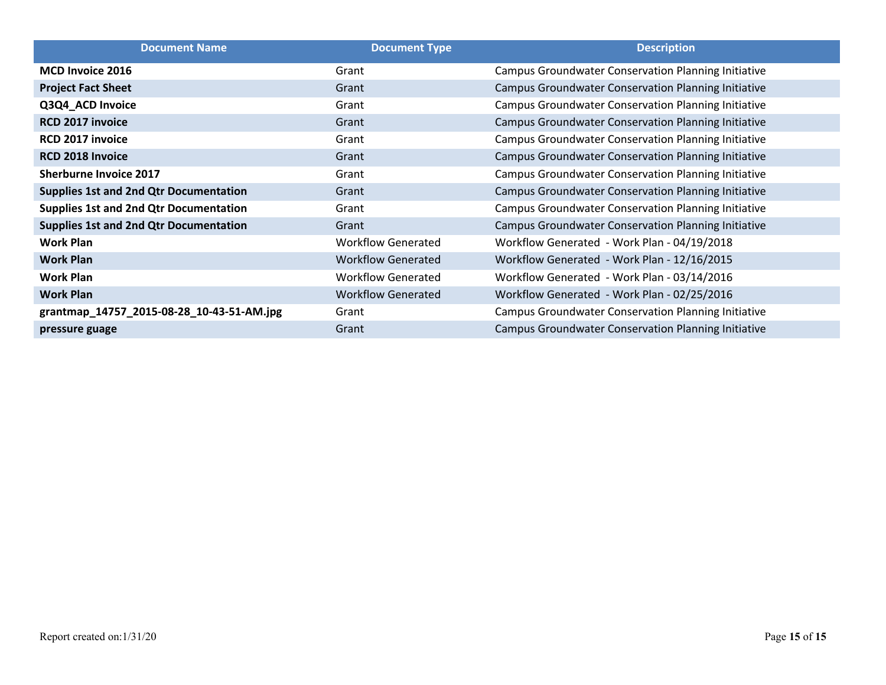| Document Name | Document Type | Description |
| --- | --- | --- |
| **MCD Invoice 2016** | Grant | Campus Groundwater Conservation Planning Initiative |
| **Project Fact Sheet** | Grant | Campus Groundwater Conservation Planning Initiative |
| **Q3Q4_ACD Invoice** | Grant | Campus Groundwater Conservation Planning Initiative |
| **RCD 2017 invoice** | Grant | Campus Groundwater Conservation Planning Initiative |
| **RCD 2017 invoice** | Grant | Campus Groundwater Conservation Planning Initiative |
| **RCD 2018 Invoice** | Grant | Campus Groundwater Conservation Planning Initiative |
| **Sherburne Invoice 2017** | Grant | Campus Groundwater Conservation Planning Initiative |
| **Supplies 1st and 2nd Qtr Documentation** | Grant | Campus Groundwater Conservation Planning Initiative |
| **Supplies 1st and 2nd Qtr Documentation** | Grant | Campus Groundwater Conservation Planning Initiative |
| **Supplies 1st and 2nd Qtr Documentation** | Grant | Campus Groundwater Conservation Planning Initiative |
| **Work Plan** | Workflow Generated | Workflow Generated - Work Plan - 04/19/2018 |
| **Work Plan** | Workflow Generated | Workflow Generated - Work Plan - 12/16/2015 |
| **Work Plan** | Workflow Generated | Workflow Generated - Work Plan - 03/14/2016 |
| **Work Plan** | Workflow Generated | Workflow Generated - Work Plan - 02/25/2016 |
| **grantmap_14757_2015-08-28_10-43-51-AM.jpg** | Grant | Campus Groundwater Conservation Planning Initiative |
| **pressure guage** | Grant | Campus Groundwater Conservation Planning Initiative |

Report created on:1/31/20